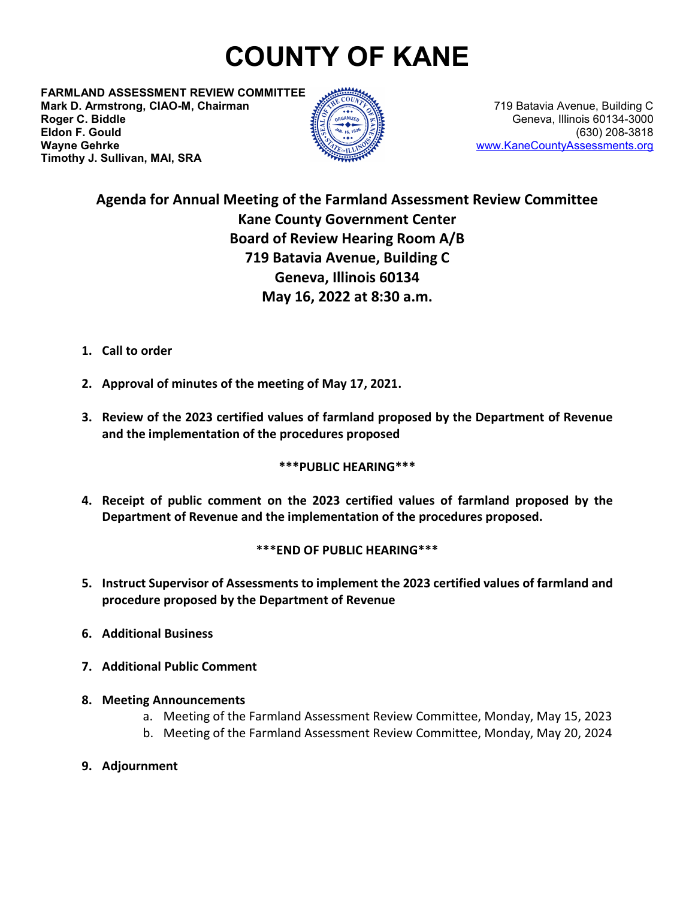# COUNTY OF KANE

**FARMLAND ASSESSMENT REVIEW COMMITTEE**
**Mark D. Armstrong, CIAO-M, Chairman**
**Roger C. Biddle**
**Eldon F. Gould**
**Wayne Gehrke**
**Timothy J. Sullivan, MAI, SRA**

719 Batavia Avenue, Building C
Geneva, Illinois 60134-3000
(630) 208-3818
www.KaneCountyAssessments.org

## Agenda for Annual Meeting of the Farmland Assessment Review Committee
## Kane County Government Center
## Board of Review Hearing Room A/B
## 719 Batavia Avenue, Building C
## Geneva, Illinois 60134
## May 16, 2022 at 8:30 a.m.

1. **Call to order**

2. **Approval of minutes of the meeting of May 17, 2021.**

3. **Review of the 2023 certified values of farmland proposed by the Department of Revenue and the implementation of the procedures proposed**

**\*\*\*PUBLIC HEARING\*\*\***

4. **Receipt of public comment on the 2023 certified values of farmland proposed by the Department of Revenue and the implementation of the procedures proposed.**

**\*\*\*END OF PUBLIC HEARING\*\*\***

5. **Instruct Supervisor of Assessments to implement the 2023 certified values of farmland and procedure proposed by the Department of Revenue**

6. **Additional Business**

7. **Additional Public Comment**

8. **Meeting Announcements**
   a. Meeting of the Farmland Assessment Review Committee, Monday, May 15, 2023
   b. Meeting of the Farmland Assessment Review Committee, Monday, May 20, 2024

9. **Adjournment**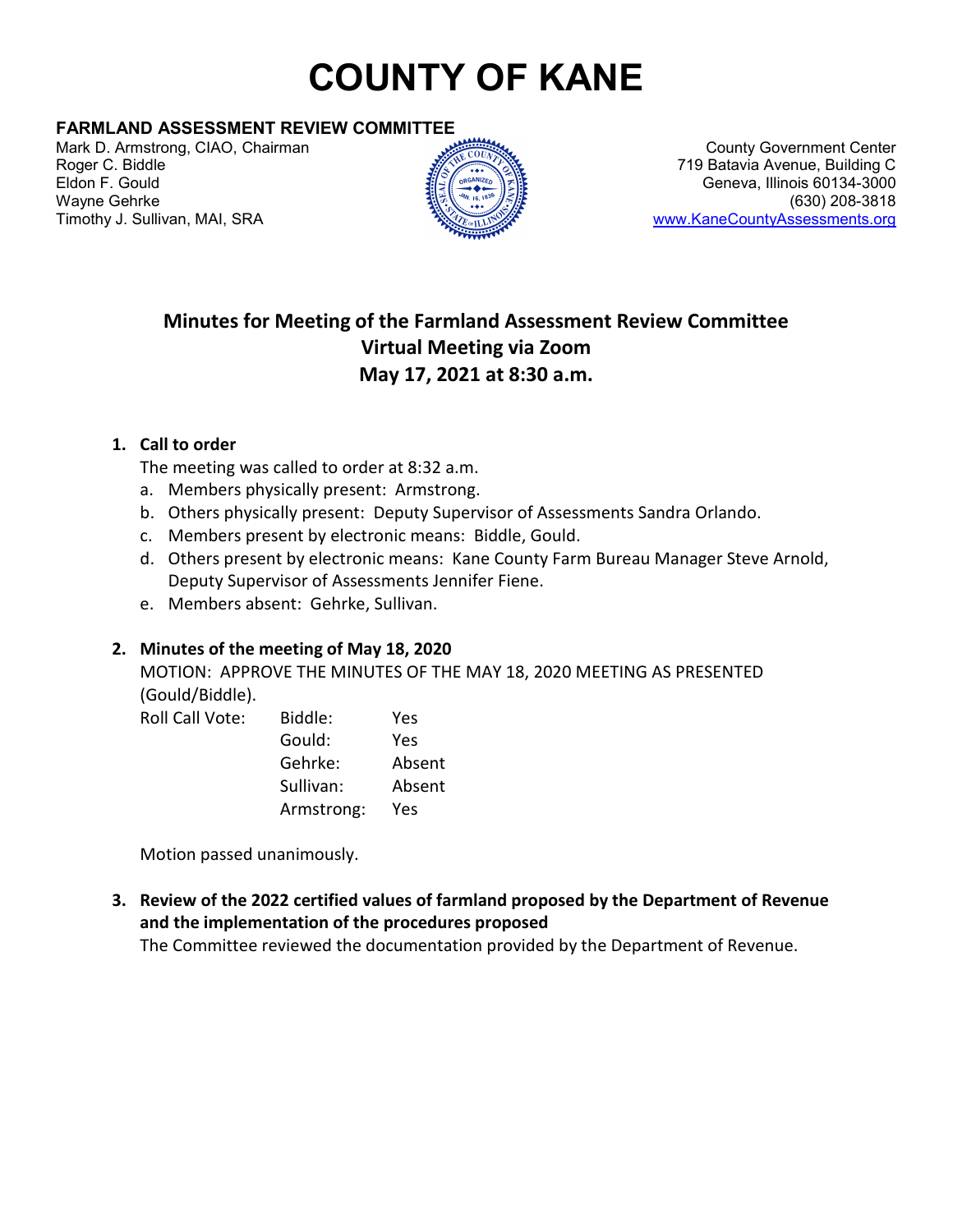# COUNTY OF KANE

**FARMLAND ASSESSMENT REVIEW COMMITTEE**

Mark D. Armstrong, CIAO, Chairman
Roger C. Biddle
Eldon F. Gould
Wayne Gehrke
Timothy J. Sullivan, MAI, SRA

County Government Center
719 Batavia Avenue, Building C
Geneva, Illinois 60134-3000
(630) 208-3818
www.KaneCountyAssessments.org

## Minutes for Meeting of the Farmland Assessment Review Committee
## Virtual Meeting via Zoom
## May 17, 2021 at 8:30 a.m.

1. **Call to order**

   The meeting was called to order at 8:32 a.m.

   a. Members physically present: Armstrong.
   b. Others physically present: Deputy Supervisor of Assessments Sandra Orlando.
   c. Members present by electronic means: Biddle, Gould.
   d. Others present by electronic means: Kane County Farm Bureau Manager Steve Arnold, Deputy Supervisor of Assessments Jennifer Fiene.
   e. Members absent: Gehrke, Sullivan.

2. **Minutes of the meeting of May 18, 2020**

   MOTION: APPROVE THE MINUTES OF THE MAY 18, 2020 MEETING AS PRESENTED (Gould/Biddle).

   | Roll Call Vote: | Biddle: | Yes |
   |---|---|---|
   | | Gould: | Yes |
   | | Gehrke: | Absent |
   | | Sullivan: | Absent |
   | | Armstrong: | Yes |

   Motion passed unanimously.

3. **Review of the 2022 certified values of farmland proposed by the Department of Revenue and the implementation of the procedures proposed**

   The Committee reviewed the documentation provided by the Department of Revenue.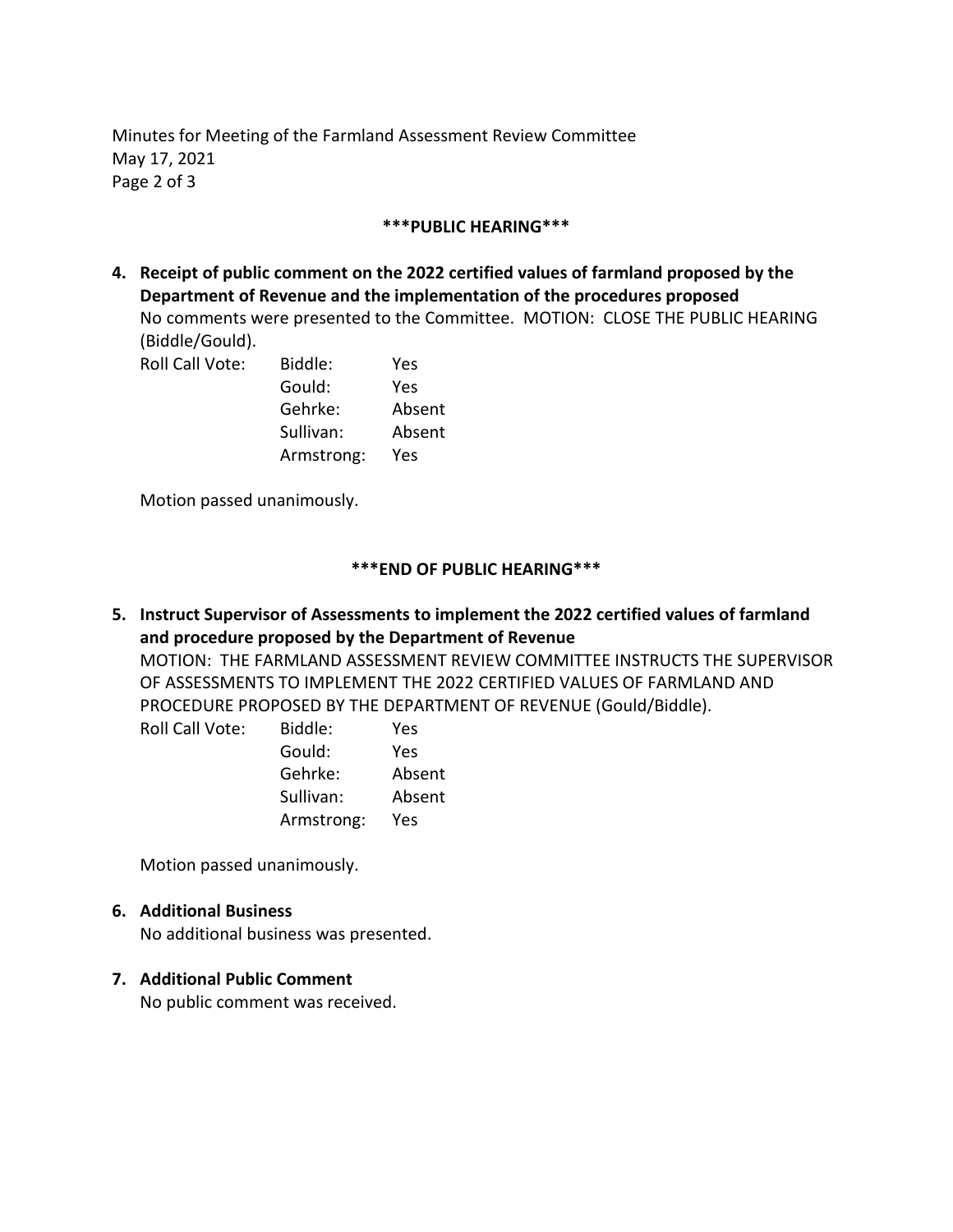***PUBLIC HEARING***

**4. Receipt of public comment on the 2022 certified values of farmland proposed by the Department of Revenue and the implementation of the procedures proposed**

No comments were presented to the Committee. MOTION: CLOSE THE PUBLIC HEARING (Biddle/Gould).

| Roll Call Vote: | Biddle: | Yes |
|---|---|---|
| | Gould: | Yes |
| | Gehrke: | Absent |
| | Sullivan: | Absent |
| | Armstrong: | Yes |

Motion passed unanimously.

***END OF PUBLIC HEARING***

**5. Instruct Supervisor of Assessments to implement the 2022 certified values of farmland and procedure proposed by the Department of Revenue**

MOTION: THE FARMLAND ASSESSMENT REVIEW COMMITTEE INSTRUCTS THE SUPERVISOR OF ASSESSMENTS TO IMPLEMENT THE 2022 CERTIFIED VALUES OF FARMLAND AND PROCEDURE PROPOSED BY THE DEPARTMENT OF REVENUE (Gould/Biddle).

| Roll Call Vote: | Biddle: | Yes |
|---|---|---|
| | Gould: | Yes |
| | Gehrke: | Absent |
| | Sullivan: | Absent |
| | Armstrong: | Yes |

Motion passed unanimously.

**6. Additional Business**

No additional business was presented.

**7. Additional Public Comment**

No public comment was received.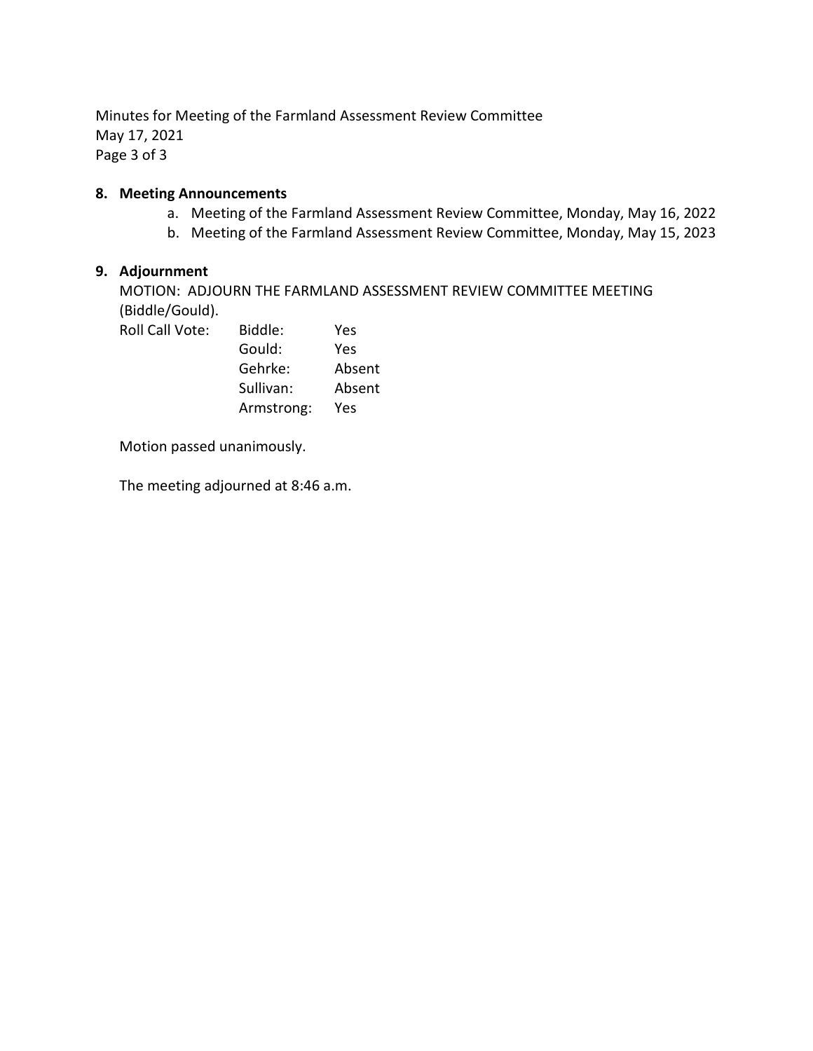**8. Meeting Announcements**

   a. Meeting of the Farmland Assessment Review Committee, Monday, May 16, 2022
   b. Meeting of the Farmland Assessment Review Committee, Monday, May 15, 2023

**9. Adjournment**

MOTION: ADJOURN THE FARMLAND ASSESSMENT REVIEW COMMITTEE MEETING (Biddle/Gould).

| Roll Call Vote: | Biddle: | Yes |
|---|---|---|
| | Gould: | Yes |
| | Gehrke: | Absent |
| | Sullivan: | Absent |
| | Armstrong: | Yes |

Motion passed unanimously.

The meeting adjourned at 8:46 a.m.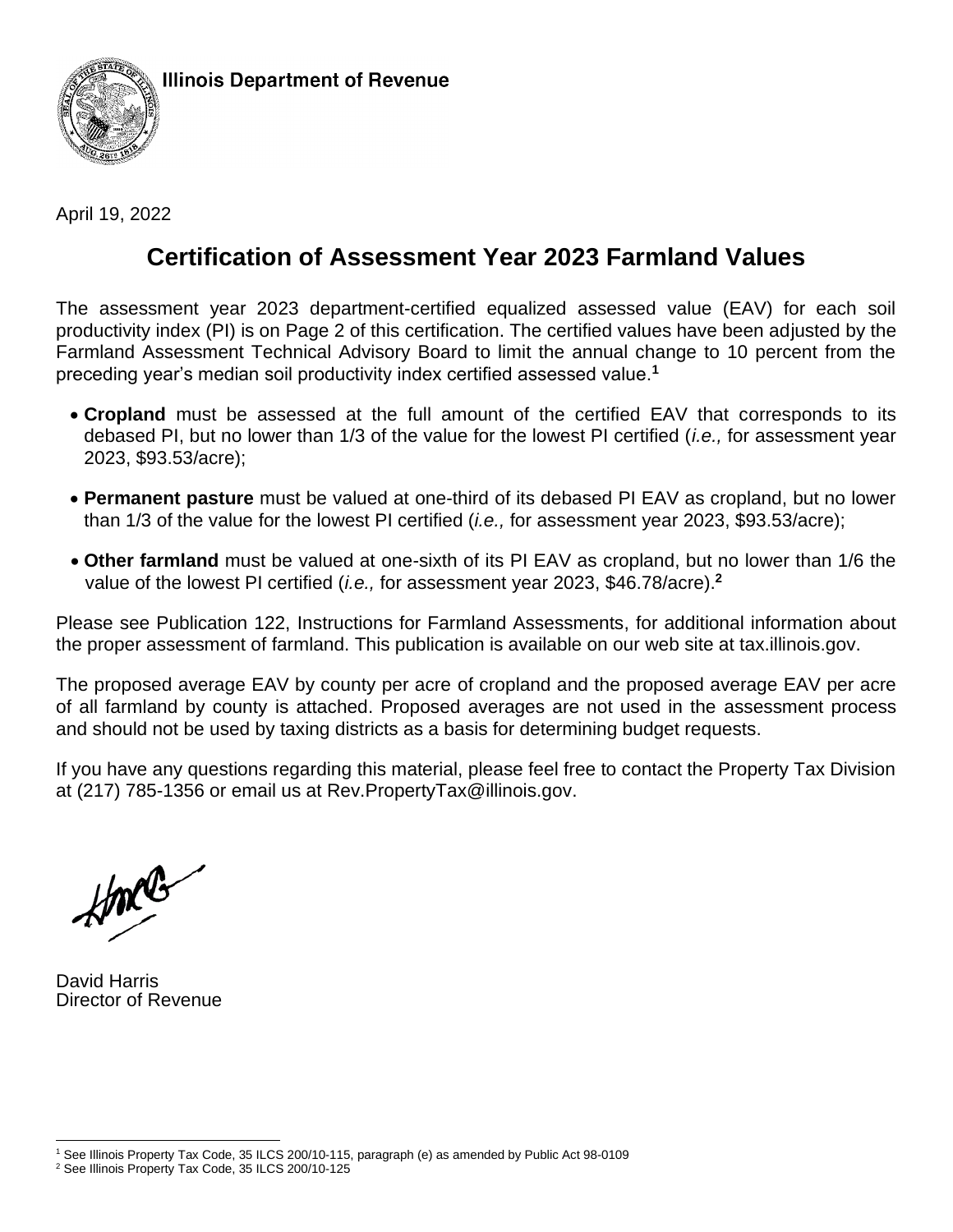Illinois Department of Revenue

April 19, 2022

# Certification of Assessment Year 2023 Farmland Values

The assessment year 2023 department-certified equalized assessed value (EAV) for each soil productivity index (PI) is on Page 2 of this certification. The certified values have been adjusted by the Farmland Assessment Technical Advisory Board to limit the annual change to 10 percent from the preceding year's median soil productivity index certified assessed value.[1]

- **Cropland** must be assessed at the full amount of the certified EAV that corresponds to its debased PI, but no lower than 1/3 of the value for the lowest PI certified (*i.e.,* for assessment year 2023, $93.53/acre);
- **Permanent pasture** must be valued at one-third of its debased PI EAV as cropland, but no lower than 1/3 of the value for the lowest PI certified (*i.e.,* for assessment year 2023, $93.53/acre);
- **Other farmland** must be valued at one-sixth of its PI EAV as cropland, but no lower than 1/6 the value of the lowest PI certified (*i.e.,* for assessment year 2023, $46.78/acre).[2]

Please see Publication 122, Instructions for Farmland Assessments, for additional information about the proper assessment of farmland. This publication is available on our web site at tax.illinois.gov.

The proposed average EAV by county per acre of cropland and the proposed average EAV per acre of all farmland by county is attached. Proposed averages are not used in the assessment process and should not be used by taxing districts as a basis for determining budget requests.

If you have any questions regarding this material, please feel free to contact the Property Tax Division at (217) 785-1356 or email us at Rev.PropertyTax@illinois.gov.

David Harris
Director of Revenue

[1] See Illinois Property Tax Code, 35 ILCS 200/10-115, paragraph (e) as amended by Public Act 98-0109

[2] See Illinois Property Tax Code, 35 ILCS 200/10-125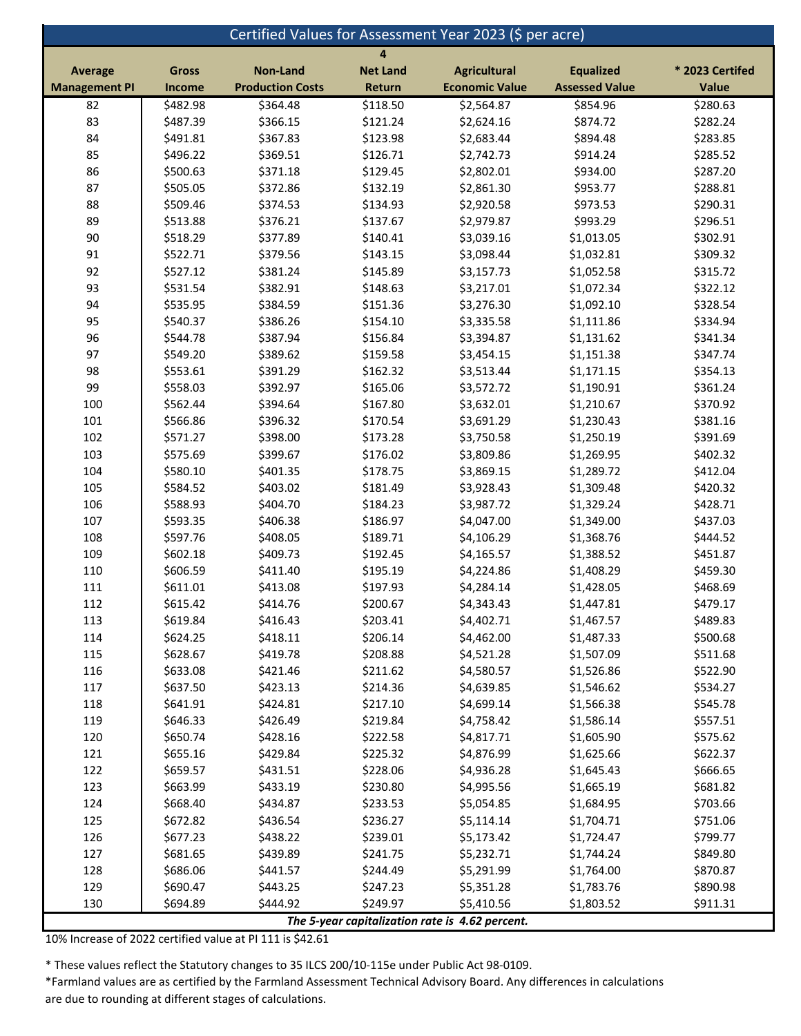## Certified Values for Assessment Year 2023 ($ per acre)

| Average Management PI | Gross Income | Non-Land Production Costs | 4 Net Land Return | Agricultural Economic Value | Equalized Assessed Value | * 2023 Certifed Value |
|---|---|---|---|---|---|---|
| 82 | $482.98 | $364.48 | $118.50 | $2,564.87 | $854.96 | $280.63 |
| 83 | $487.39 | $366.15 | $121.24 | $2,624.16 | $874.72 | $282.24 |
| 84 | $491.81 | $367.83 | $123.98 | $2,683.44 | $894.48 | $283.85 |
| 85 | $496.22 | $369.51 | $126.71 | $2,742.73 | $914.24 | $285.52 |
| 86 | $500.63 | $371.18 | $129.45 | $2,802.01 | $934.00 | $287.20 |
| 87 | $505.05 | $372.86 | $132.19 | $2,861.30 | $953.77 | $288.81 |
| 88 | $509.46 | $374.53 | $134.93 | $2,920.58 | $973.53 | $290.31 |
| 89 | $513.88 | $376.21 | $137.67 | $2,979.87 | $993.29 | $296.51 |
| 90 | $518.29 | $377.89 | $140.41 | $3,039.16 | $1,013.05 | $302.91 |
| 91 | $522.71 | $379.56 | $143.15 | $3,098.44 | $1,032.81 | $309.32 |
| 92 | $527.12 | $381.24 | $145.89 | $3,157.73 | $1,052.58 | $315.72 |
| 93 | $531.54 | $382.91 | $148.63 | $3,217.01 | $1,072.34 | $322.12 |
| 94 | $535.95 | $384.59 | $151.36 | $3,276.30 | $1,092.10 | $328.54 |
| 95 | $540.37 | $386.26 | $154.10 | $3,335.58 | $1,111.86 | $334.94 |
| 96 | $544.78 | $387.94 | $156.84 | $3,394.87 | $1,131.62 | $341.34 |
| 97 | $549.20 | $389.62 | $159.58 | $3,454.15 | $1,151.38 | $347.74 |
| 98 | $553.61 | $391.29 | $162.32 | $3,513.44 | $1,171.15 | $354.13 |
| 99 | $558.03 | $392.97 | $165.06 | $3,572.72 | $1,190.91 | $361.24 |
| 100 | $562.44 | $394.64 | $167.80 | $3,632.01 | $1,210.67 | $370.92 |
| 101 | $566.86 | $396.32 | $170.54 | $3,691.29 | $1,230.43 | $381.16 |
| 102 | $571.27 | $398.00 | $173.28 | $3,750.58 | $1,250.19 | $391.69 |
| 103 | $575.69 | $399.67 | $176.02 | $3,809.86 | $1,269.95 | $402.32 |
| 104 | $580.10 | $401.35 | $178.75 | $3,869.15 | $1,289.72 | $412.04 |
| 105 | $584.52 | $403.02 | $181.49 | $3,928.43 | $1,309.48 | $420.32 |
| 106 | $588.93 | $404.70 | $184.23 | $3,987.72 | $1,329.24 | $428.71 |
| 107 | $593.35 | $406.38 | $186.97 | $4,047.00 | $1,349.00 | $437.03 |
| 108 | $597.76 | $408.05 | $189.71 | $4,106.29 | $1,368.76 | $444.52 |
| 109 | $602.18 | $409.73 | $192.45 | $4,165.57 | $1,388.52 | $451.87 |
| 110 | $606.59 | $411.40 | $195.19 | $4,224.86 | $1,408.29 | $459.30 |
| 111 | $611.01 | $413.08 | $197.93 | $4,284.14 | $1,428.05 | $468.69 |
| 112 | $615.42 | $414.76 | $200.67 | $4,343.43 | $1,447.81 | $479.17 |
| 113 | $619.84 | $416.43 | $203.41 | $4,402.71 | $1,467.57 | $489.83 |
| 114 | $624.25 | $418.11 | $206.14 | $4,462.00 | $1,487.33 | $500.68 |
| 115 | $628.67 | $419.78 | $208.88 | $4,521.28 | $1,507.09 | $511.68 |
| 116 | $633.08 | $421.46 | $211.62 | $4,580.57 | $1,526.86 | $522.90 |
| 117 | $637.50 | $423.13 | $214.36 | $4,639.85 | $1,546.62 | $534.27 |
| 118 | $641.91 | $424.81 | $217.10 | $4,699.14 | $1,566.38 | $545.78 |
| 119 | $646.33 | $426.49 | $219.84 | $4,758.42 | $1,586.14 | $557.51 |
| 120 | $650.74 | $428.16 | $222.58 | $4,817.71 | $1,605.90 | $575.62 |
| 121 | $655.16 | $429.84 | $225.32 | $4,876.99 | $1,625.66 | $622.37 |
| 122 | $659.57 | $431.51 | $228.06 | $4,936.28 | $1,645.43 | $666.65 |
| 123 | $663.99 | $433.19 | $230.80 | $4,995.56 | $1,665.19 | $681.82 |
| 124 | $668.40 | $434.87 | $233.53 | $5,054.85 | $1,684.95 | $703.66 |
| 125 | $672.82 | $436.54 | $236.27 | $5,114.14 | $1,704.71 | $751.06 |
| 126 | $677.23 | $438.22 | $239.01 | $5,173.42 | $1,724.47 | $799.77 |
| 127 | $681.65 | $439.89 | $241.75 | $5,232.71 | $1,744.24 | $849.80 |
| 128 | $686.06 | $441.57 | $244.49 | $5,291.99 | $1,764.00 | $870.87 |
| 129 | $690.47 | $443.25 | $247.23 | $5,351.28 | $1,783.76 | $890.98 |
| 130 | $694.89 | $444.92 | $249.97 | $5,410.56 | $1,803.52 | $911.31 |

***The 5-year capitalization rate is 4.62 percent.***

10% Increase of 2022 certified value at PI 111 is $42.61

* These values reflect the Statutory changes to 35 ILCS 200/10-115e under Public Act 98-0109.

*Farmland values are as certified by the Farmland Assessment Technical Advisory Board. Any differences in calculations are due to rounding at different stages of calculations.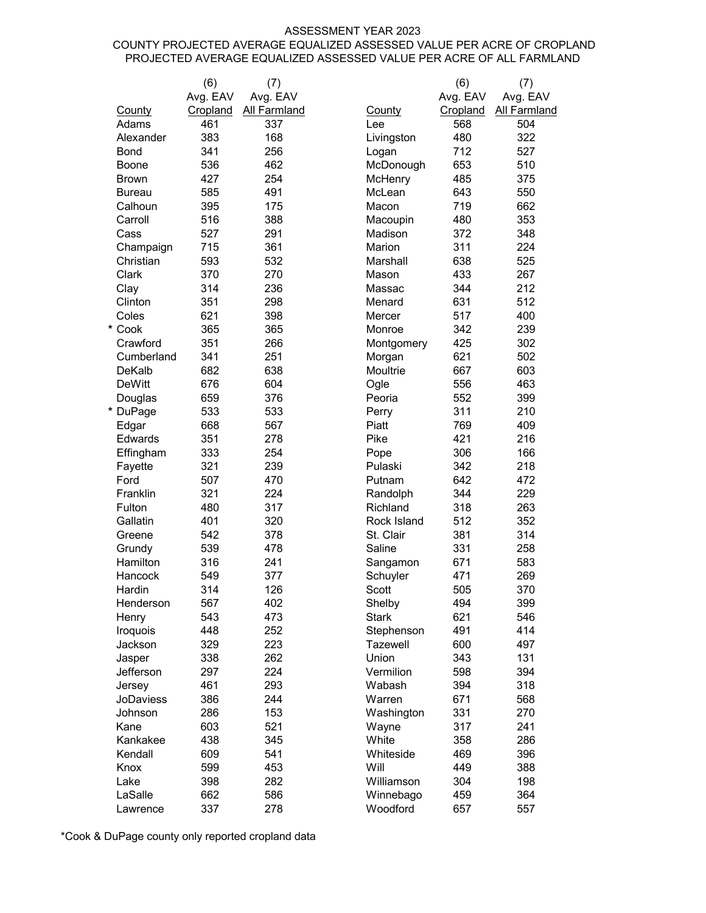ASSESSMENT YEAR 2023

COUNTY PROJECTED AVERAGE EQUALIZED ASSESSED VALUE PER ACRE OF CROPLAND

PROJECTED AVERAGE EQUALIZED ASSESSED VALUE PER ACRE OF ALL FARMLAND

| County | (6) Avg. EAV Cropland | (7) Avg. EAV All Farmland |
|---|---|---|
| Adams | 461 | 337 |
| Alexander | 383 | 168 |
| Bond | 341 | 256 |
| Boone | 536 | 462 |
| Brown | 427 | 254 |
| Bureau | 585 | 491 |
| Calhoun | 395 | 175 |
| Carroll | 516 | 388 |
| Cass | 527 | 291 |
| Champaign | 715 | 361 |
| Christian | 593 | 532 |
| Clark | 370 | 270 |
| Clay | 314 | 236 |
| Clinton | 351 | 298 |
| Coles | 621 | 398 |
| * Cook | 365 | 365 |
| Crawford | 351 | 266 |
| Cumberland | 341 | 251 |
| DeKalb | 682 | 638 |
| DeWitt | 676 | 604 |
| Douglas | 659 | 376 |
| * DuPage | 533 | 533 |
| Edgar | 668 | 567 |
| Edwards | 351 | 278 |
| Effingham | 333 | 254 |
| Fayette | 321 | 239 |
| Ford | 507 | 470 |
| Franklin | 321 | 224 |
| Fulton | 480 | 317 |
| Gallatin | 401 | 320 |
| Greene | 542 | 378 |
| Grundy | 539 | 478 |
| Hamilton | 316 | 241 |
| Hancock | 549 | 377 |
| Hardin | 314 | 126 |
| Henderson | 567 | 402 |
| Henry | 543 | 473 |
| Iroquois | 448 | 252 |
| Jackson | 329 | 223 |
| Jasper | 338 | 262 |
| Jefferson | 297 | 224 |
| Jersey | 461 | 293 |
| JoDaviess | 386 | 244 |
| Johnson | 286 | 153 |
| Kane | 603 | 521 |
| Kankakee | 438 | 345 |
| Kendall | 609 | 541 |
| Knox | 599 | 453 |
| Lake | 398 | 282 |
| LaSalle | 662 | 586 |
| Lawrence | 337 | 278 |
| Lee | 568 | 504 |
| Livingston | 480 | 322 |
| Logan | 712 | 527 |
| McDonough | 653 | 510 |
| McHenry | 485 | 375 |
| McLean | 643 | 550 |
| Macon | 719 | 662 |
| Macoupin | 480 | 353 |
| Madison | 372 | 348 |
| Marion | 311 | 224 |
| Marshall | 638 | 525 |
| Mason | 433 | 267 |
| Massac | 344 | 212 |
| Menard | 631 | 512 |
| Mercer | 517 | 400 |
| Monroe | 342 | 239 |
| Montgomery | 425 | 302 |
| Morgan | 621 | 502 |
| Moultrie | 667 | 603 |
| Ogle | 556 | 463 |
| Peoria | 552 | 399 |
| Perry | 311 | 210 |
| Piatt | 769 | 409 |
| Pike | 421 | 216 |
| Pope | 306 | 166 |
| Pulaski | 342 | 218 |
| Putnam | 642 | 472 |
| Randolph | 344 | 229 |
| Richland | 318 | 263 |
| Rock Island | 512 | 352 |
| St. Clair | 381 | 314 |
| Saline | 331 | 258 |
| Sangamon | 671 | 583 |
| Schuyler | 471 | 269 |
| Scott | 505 | 370 |
| Shelby | 494 | 399 |
| Stark | 621 | 546 |
| Stephenson | 491 | 414 |
| Tazewell | 600 | 497 |
| Union | 343 | 131 |
| Vermilion | 598 | 394 |
| Wabash | 394 | 318 |
| Warren | 671 | 568 |
| Washington | 331 | 270 |
| Wayne | 317 | 241 |
| White | 358 | 286 |
| Whiteside | 469 | 396 |
| Will | 449 | 388 |
| Williamson | 304 | 198 |
| Winnebago | 459 | 364 |
| Woodford | 657 | 557 |

*Cook & DuPage county only reported cropland data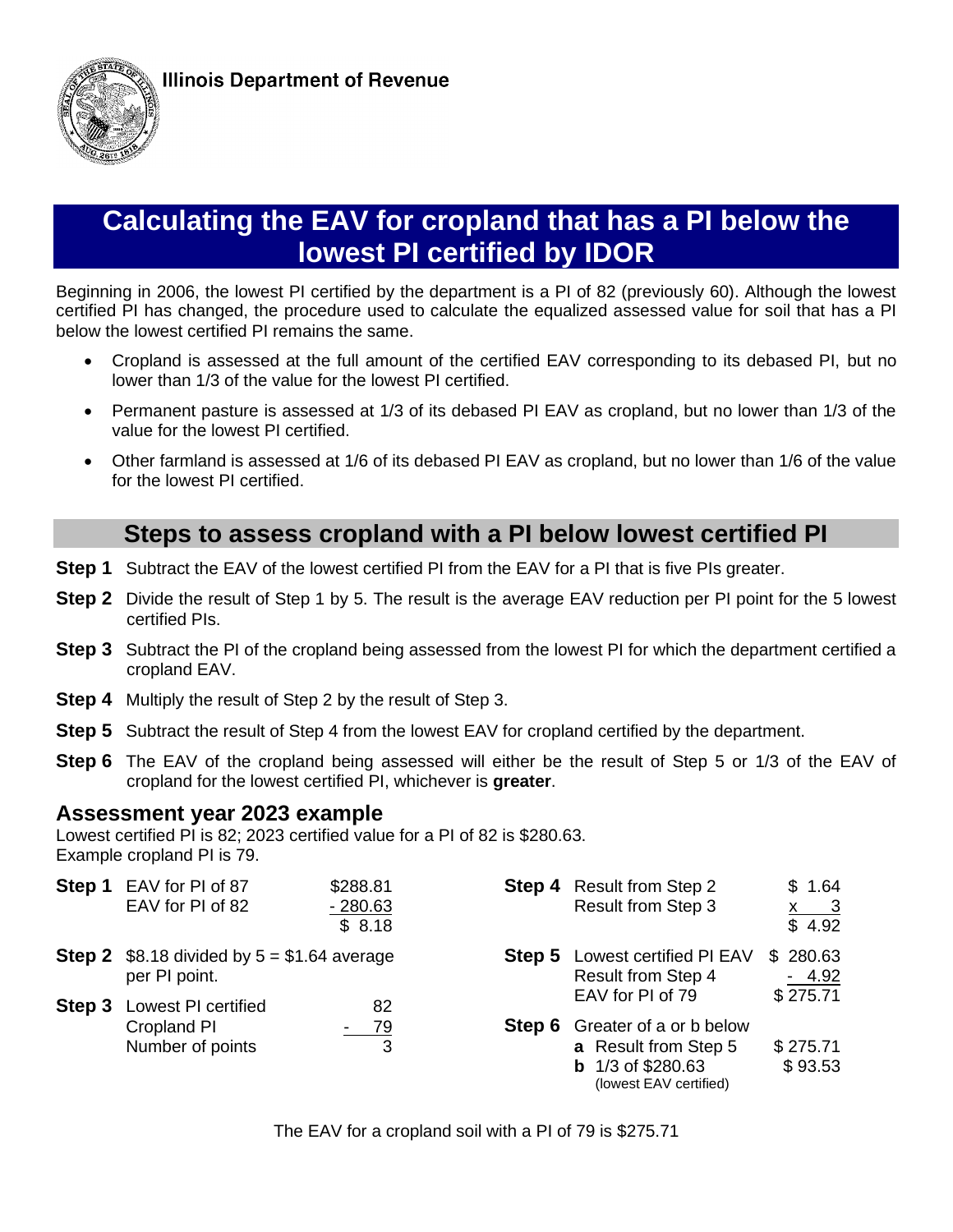Illinois Department of Revenue

# Calculating the EAV for cropland that has a PI below the lowest PI certified by IDOR

Beginning in 2006, the lowest PI certified by the department is a PI of 82 (previously 60). Although the lowest certified PI has changed, the procedure used to calculate the equalized assessed value for soil that has a PI below the lowest certified PI remains the same.

- Cropland is assessed at the full amount of the certified EAV corresponding to its debased PI, but no lower than 1/3 of the value for the lowest PI certified.
- Permanent pasture is assessed at 1/3 of its debased PI EAV as cropland, but no lower than 1/3 of the value for the lowest PI certified.
- Other farmland is assessed at 1/6 of its debased PI EAV as cropland, but no lower than 1/6 of the value for the lowest PI certified.

## Steps to assess cropland with a PI below lowest certified PI

**Step 1** Subtract the EAV of the lowest certified PI from the EAV for a PI that is five PIs greater.

**Step 2** Divide the result of Step 1 by 5. The result is the average EAV reduction per PI point for the 5 lowest certified PIs.

**Step 3** Subtract the PI of the cropland being assessed from the lowest PI for which the department certified a cropland EAV.

**Step 4** Multiply the result of Step 2 by the result of Step 3.

**Step 5** Subtract the result of Step 4 from the lowest EAV for cropland certified by the department.

**Step 6** The EAV of the cropland being assessed will either be the result of Step 5 or 1/3 of the EAV of cropland for the lowest certified PI, whichever is **greater**.

### Assessment year 2023 example

Lowest certified PI is 82; 2023 certified value for a PI of 82 is $280.63.
Example cropland PI is 79.

| | | |
|---|---|---|
| **Step 1** | EAV for PI of 87 | $288.81 |
| | EAV for PI of 82 | - 280.63 |
| | | $ 8.18 |
| **Step 2** | $8.18 divided by 5 = $1.64 average per PI point. | |
| **Step 3** | Lowest PI certified | 82 |
| | Cropland PI | - 79 |
| | Number of points | 3 |
| **Step 4** | Result from Step 2 | $ 1.64 |
| | Result from Step 3 | x 3 |
| | | $ 4.92 |
| **Step 5** | Lowest certified PI EAV | $ 280.63 |
| | Result from Step 4 | - 4.92 |
| | EAV for PI of 79 | $ 275.71 |
| **Step 6** | Greater of a or b below | |
| | **a** Result from Step 5 | $ 275.71 |
| | **b** 1/3 of $280.63 (lowest EAV certified) | $ 93.53 |

The EAV for a cropland soil with a PI of 79 is $275.71